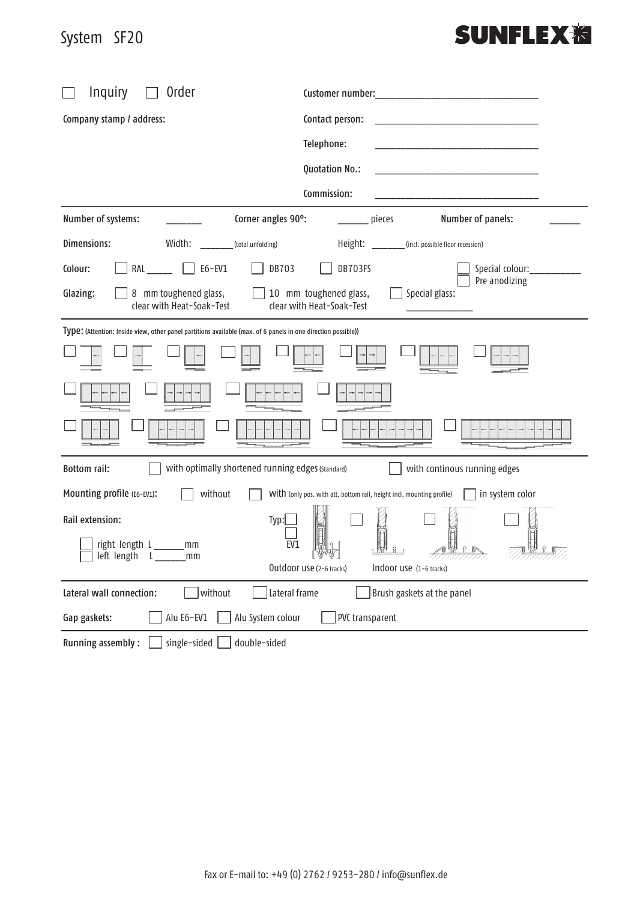# System SF20

**SUNFLEX**

☐ Inquiry ☐ Order

Customer number: ______________________

Company stamp / address:

Contact person: ______________________

Telephone: ______________________

Quotation No.: ______________________

Commission: ______________________

Number of systems: ______ Corner angles 90°: ______ pieces Number of panels: ______

Dimensions: Width: ______ (total unfolding) Height: ______ (incl. possible floor recession)

Colour: ☐ RAL ______ ☐ E6-EV1 ☐ DB703 ☐ DB703FS ☐ Special colour: ______ ☐ Pre anodizing

Glazing: ☐ 8 mm toughened glass, clear with Heat-Soak-Test ☐ 10 mm toughened glass, clear with Heat-Soak-Test ☐ Special glass: ______

**Type:** (Attention: Inside view, other panel partitions available (max. of 6 panels in one direction possible))

Bottom rail: ☐ with optimally shortened running edges (Standard) ☐ with continous running edges

Mounting profile (E6-EV1): ☐ without ☐ with (only pos. with att. bottom rail, height incl. mounting profile) ☐ in system color

Rail extension:

☐ right length L ______ mm
☐ left length L ______ mm

Typ: ☐ ☐ EV1 ☐ ☐ ☐

Outdoor use (2-6 tracks) Indoor use (1-6 tracks)

Lateral wall connection: ☐ without ☐ Lateral frame ☐ Brush gaskets at the panel

Gap gaskets: ☐ Alu E6-EV1 ☐ Alu System colour ☐ PVC transparent

Running assembly : ☐ single-sided ☐ double-sided

Fax or E-mail to: +49 (0) 2762 / 9253-280 / info@sunflex.de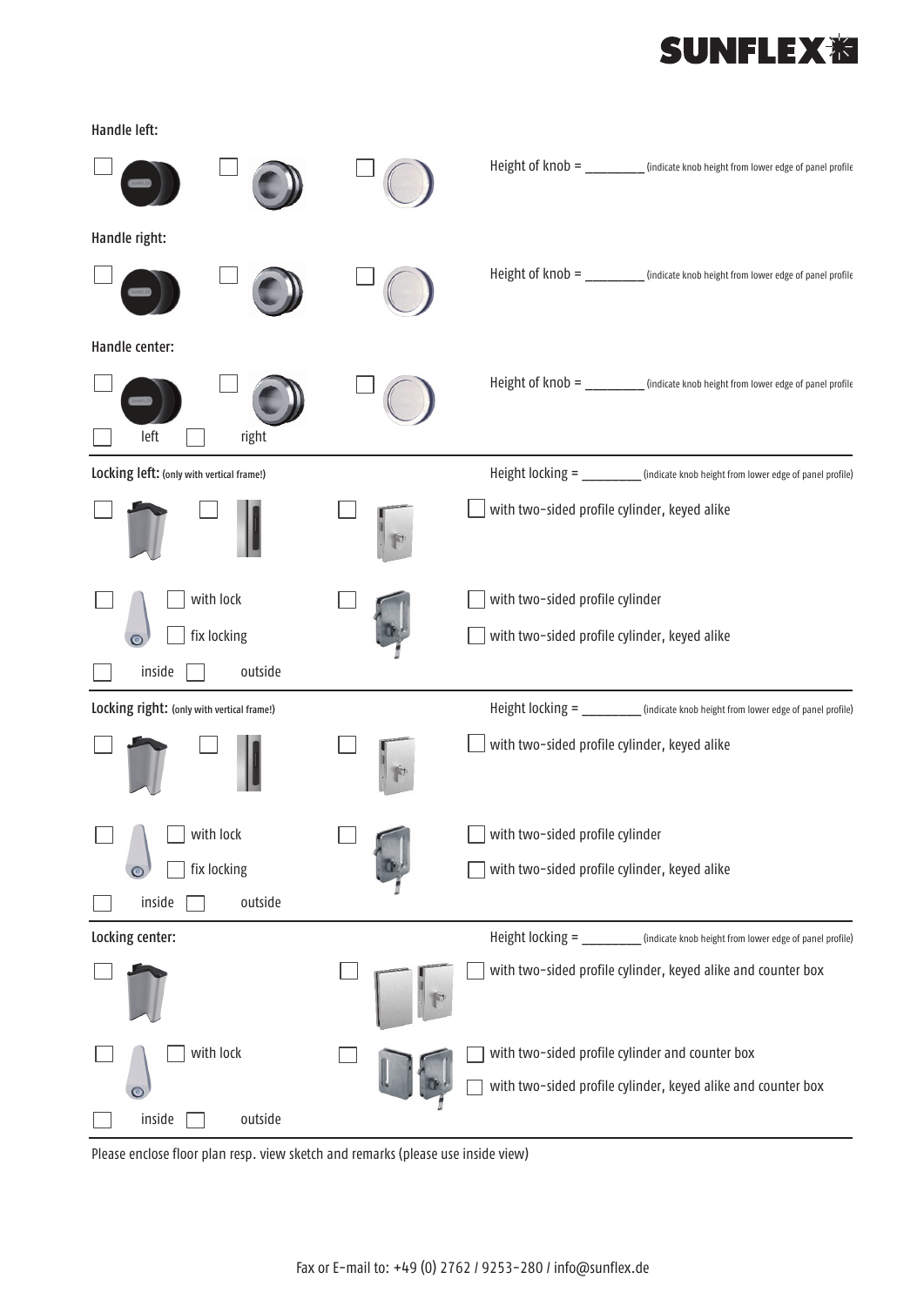**Handle left:**

☐ ☐ ☐

Height of knob = _________ (indicate knob height from lower edge of panel profile

**Handle right:**

☐ ☐ ☐

Height of knob = _________ (indicate knob height from lower edge of panel profile

**Handle center:**

☐ ☐ ☐

☐ left ☐ right

Height of knob = _________ (indicate knob height from lower edge of panel profile

---

**Locking left:** (only with vertical frame!)

Height locking = _________ (indicate knob height from lower edge of panel profile)

☐ ☐ ☐

☐ with two-sided profile cylinder, keyed alike

☐ ☐ with lock

☐ fix locking

☐ ☐ with two-sided profile cylinder

☐ with two-sided profile cylinder, keyed alike

☐ inside ☐ outside

---

**Locking right:** (only with vertical frame!)

Height locking = _________ (indicate knob height from lower edge of panel profile)

☐ ☐ ☐

☐ with two-sided profile cylinder, keyed alike

☐ ☐ with lock

☐ fix locking

☐ ☐ with two-sided profile cylinder

☐ with two-sided profile cylinder, keyed alike

☐ inside ☐ outside

---

**Locking center:**

Height locking = _________ (indicate knob height from lower edge of panel profile)

☐ ☐

☐ with two-sided profile cylinder, keyed alike and counter box

☐ ☐ with lock

☐ ☐ with two-sided profile cylinder and counter box

☐ with two-sided profile cylinder, keyed alike and counter box

☐ inside ☐ outside

---

Please enclose floor plan resp. view sketch and remarks (please use inside view)

Fax or E-mail to: +49 (0) 2762 / 9253-280 / info@sunflex.de